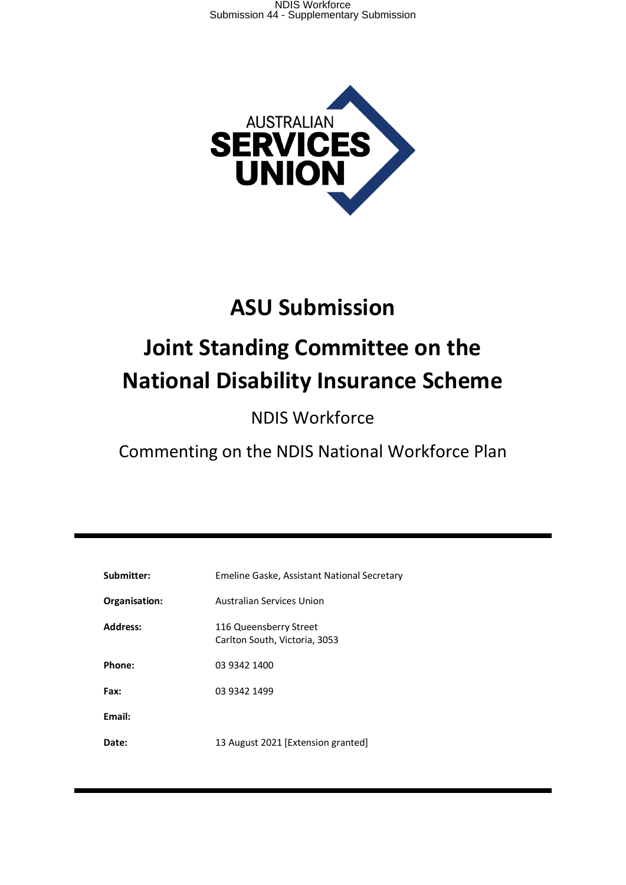# ASU Submission

# Joint Standing Committee on the National Disability Insurance Scheme

## NDIS Workforce

## Commenting on the NDIS National Workforce Plan

| | |
|---|---|
| **Submitter:** | Emeline Gaske, Assistant National Secretary |
| **Organisation:** | Australian Services Union |
| **Address:** | 116 Queensberry Street<br>Carlton South, Victoria, 3053 |
| **Phone:** | 03 9342 1400 |
| **Fax:** | 03 9342 1499 |
| **Email:** | |
| **Date:** | 13 August 2021 [Extension granted] |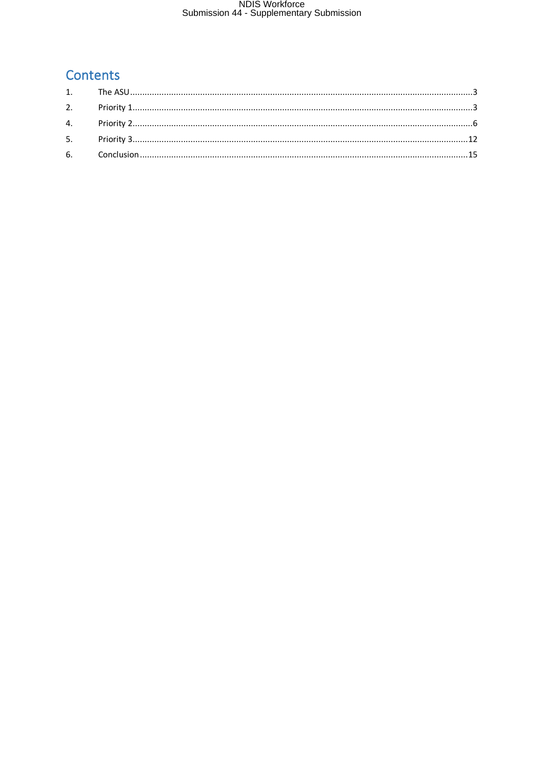# Contents

1. The ASU ........................................................................................................................................ 3
2. Priority 1 ........................................................................................................................................ 3
4. Priority 2 ........................................................................................................................................ 6
5. Priority 3 ...................................................................................................................................... 12
6. Conclusion .................................................................................................................................... 15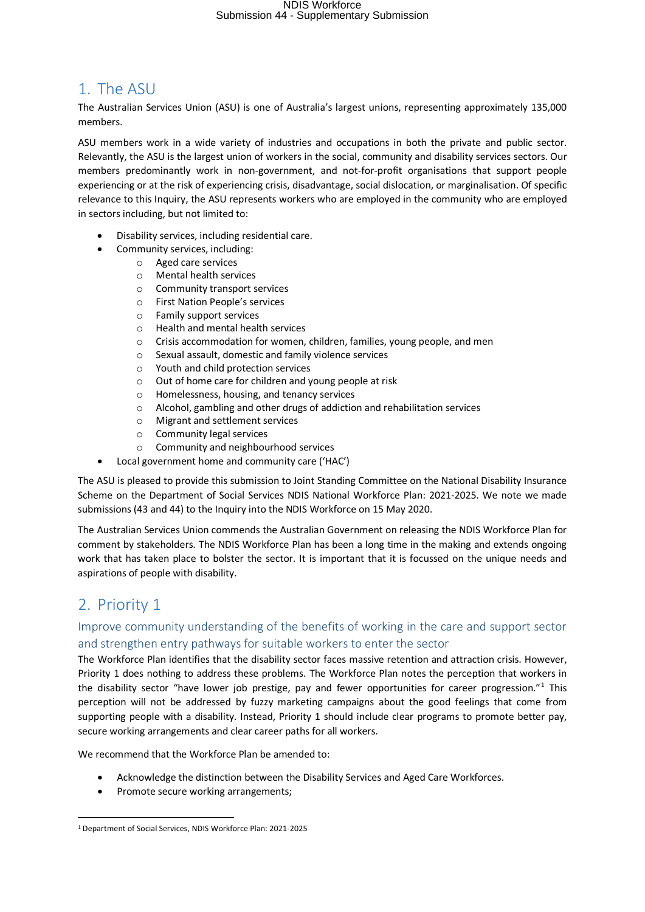# 1. The ASU

The Australian Services Union (ASU) is one of Australia's largest unions, representing approximately 135,000 members.

ASU members work in a wide variety of industries and occupations in both the private and public sector. Relevantly, the ASU is the largest union of workers in the social, community and disability services sectors. Our members predominantly work in non-government, and not-for-profit organisations that support people experiencing or at the risk of experiencing crisis, disadvantage, social dislocation, or marginalisation. Of specific relevance to this Inquiry, the ASU represents workers who are employed in the community who are employed in sectors including, but not limited to:

- Disability services, including residential care.
- Community services, including:
  - Aged care services
  - Mental health services
  - Community transport services
  - First Nation People's services
  - Family support services
  - Health and mental health services
  - Crisis accommodation for women, children, families, young people, and men
  - Sexual assault, domestic and family violence services
  - Youth and child protection services
  - Out of home care for children and young people at risk
  - Homelessness, housing, and tenancy services
  - Alcohol, gambling and other drugs of addiction and rehabilitation services
  - Migrant and settlement services
  - Community legal services
  - Community and neighbourhood services
- Local government home and community care ('HAC')

The ASU is pleased to provide this submission to Joint Standing Committee on the National Disability Insurance Scheme on the Department of Social Services NDIS National Workforce Plan: 2021-2025. We note we made submissions (43 and 44) to the Inquiry into the NDIS Workforce on 15 May 2020.

The Australian Services Union commends the Australian Government on releasing the NDIS Workforce Plan for comment by stakeholders. The NDIS Workforce Plan has been a long time in the making and extends ongoing work that has taken place to bolster the sector. It is important that it is focussed on the unique needs and aspirations of people with disability.

# 2. Priority 1

## Improve community understanding of the benefits of working in the care and support sector and strengthen entry pathways for suitable workers to enter the sector

The Workforce Plan identifies that the disability sector faces massive retention and attraction crisis. However, Priority 1 does nothing to address these problems. The Workforce Plan notes the perception that workers in the disability sector "have lower job prestige, pay and fewer opportunities for career progression."[1] This perception will not be addressed by fuzzy marketing campaigns about the good feelings that come from supporting people with a disability. Instead, Priority 1 should include clear programs to promote better pay, secure working arrangements and clear career paths for all workers.

We recommend that the Workforce Plan be amended to:

- Acknowledge the distinction between the Disability Services and Aged Care Workforces.
- Promote secure working arrangements;

[1] Department of Social Services, NDIS Workforce Plan: 2021-2025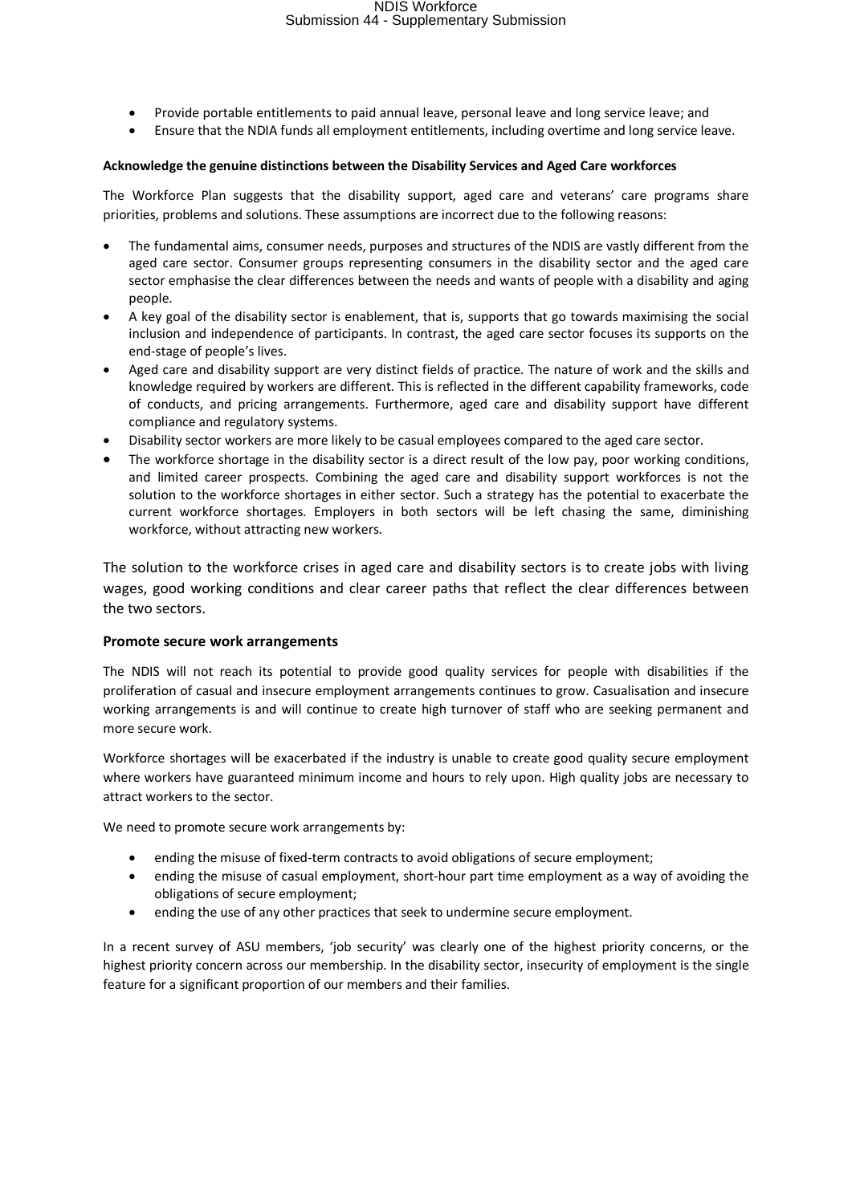- Provide portable entitlements to paid annual leave, personal leave and long service leave; and
- Ensure that the NDIA funds all employment entitlements, including overtime and long service leave.

**Acknowledge the genuine distinctions between the Disability Services and Aged Care workforces**

The Workforce Plan suggests that the disability support, aged care and veterans' care programs share priorities, problems and solutions. These assumptions are incorrect due to the following reasons:

- The fundamental aims, consumer needs, purposes and structures of the NDIS are vastly different from the aged care sector. Consumer groups representing consumers in the disability sector and the aged care sector emphasise the clear differences between the needs and wants of people with a disability and aging people.
- A key goal of the disability sector is enablement, that is, supports that go towards maximising the social inclusion and independence of participants. In contrast, the aged care sector focuses its supports on the end-stage of people's lives.
- Aged care and disability support are very distinct fields of practice. The nature of work and the skills and knowledge required by workers are different. This is reflected in the different capability frameworks, code of conducts, and pricing arrangements. Furthermore, aged care and disability support have different compliance and regulatory systems.
- Disability sector workers are more likely to be casual employees compared to the aged care sector.
- The workforce shortage in the disability sector is a direct result of the low pay, poor working conditions, and limited career prospects. Combining the aged care and disability support workforces is not the solution to the workforce shortages in either sector. Such a strategy has the potential to exacerbate the current workforce shortages. Employers in both sectors will be left chasing the same, diminishing workforce, without attracting new workers.

The solution to the workforce crises in aged care and disability sectors is to create jobs with living wages, good working conditions and clear career paths that reflect the clear differences between the two sectors.

**Promote secure work arrangements**

The NDIS will not reach its potential to provide good quality services for people with disabilities if the proliferation of casual and insecure employment arrangements continues to grow. Casualisation and insecure working arrangements is and will continue to create high turnover of staff who are seeking permanent and more secure work.

Workforce shortages will be exacerbated if the industry is unable to create good quality secure employment where workers have guaranteed minimum income and hours to rely upon. High quality jobs are necessary to attract workers to the sector.

We need to promote secure work arrangements by:

- ending the misuse of fixed-term contracts to avoid obligations of secure employment;
- ending the misuse of casual employment, short-hour part time employment as a way of avoiding the obligations of secure employment;
- ending the use of any other practices that seek to undermine secure employment.

In a recent survey of ASU members, 'job security' was clearly one of the highest priority concerns, or the highest priority concern across our membership. In the disability sector, insecurity of employment is the single feature for a significant proportion of our members and their families.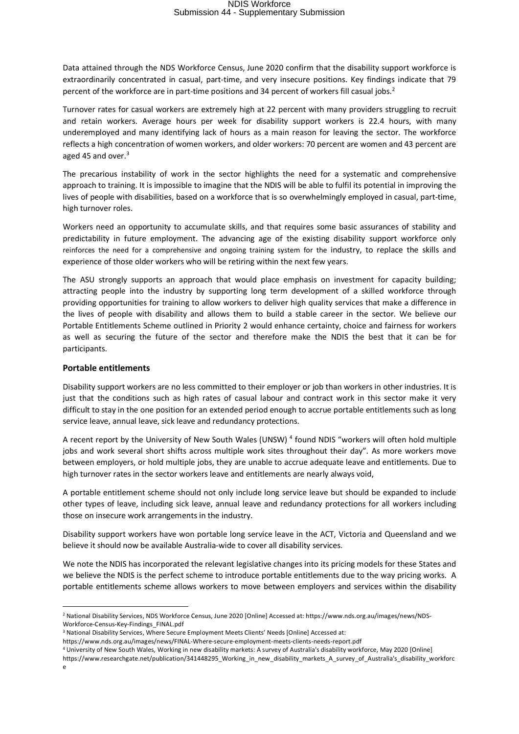Data attained through the NDS Workforce Census, June 2020 confirm that the disability support workforce is extraordinarily concentrated in casual, part-time, and very insecure positions. Key findings indicate that 79 percent of the workforce are in part-time positions and 34 percent of workers fill casual jobs.[2]

Turnover rates for casual workers are extremely high at 22 percent with many providers struggling to recruit and retain workers. Average hours per week for disability support workers is 22.4 hours, with many underemployed and many identifying lack of hours as a main reason for leaving the sector. The workforce reflects a high concentration of women workers, and older workers: 70 percent are women and 43 percent are aged 45 and over.[3]

The precarious instability of work in the sector highlights the need for a systematic and comprehensive approach to training. It is impossible to imagine that the NDIS will be able to fulfil its potential in improving the lives of people with disabilities, based on a workforce that is so overwhelmingly employed in casual, part-time, high turnover roles.

Workers need an opportunity to accumulate skills, and that requires some basic assurances of stability and predictability in future employment. The advancing age of the existing disability support workforce only reinforces the need for a comprehensive and ongoing training system for the industry, to replace the skills and experience of those older workers who will be retiring within the next few years.

The ASU strongly supports an approach that would place emphasis on investment for capacity building; attracting people into the industry by supporting long term development of a skilled workforce through providing opportunities for training to allow workers to deliver high quality services that make a difference in the lives of people with disability and allows them to build a stable career in the sector. We believe our Portable Entitlements Scheme outlined in Priority 2 would enhance certainty, choice and fairness for workers as well as securing the future of the sector and therefore make the NDIS the best that it can be for participants.

**Portable entitlements**

Disability support workers are no less committed to their employer or job than workers in other industries. It is just that the conditions such as high rates of casual labour and contract work in this sector make it very difficult to stay in the one position for an extended period enough to accrue portable entitlements such as long service leave, annual leave, sick leave and redundancy protections.

A recent report by the University of New South Wales (UNSW) [4] found NDIS "workers will often hold multiple jobs and work several short shifts across multiple work sites throughout their day". As more workers move between employers, or hold multiple jobs, they are unable to accrue adequate leave and entitlements. Due to high turnover rates in the sector workers leave and entitlements are nearly always void,

A portable entitlement scheme should not only include long service leave but should be expanded to include other types of leave, including sick leave, annual leave and redundancy protections for all workers including those on insecure work arrangements in the industry.

Disability support workers have won portable long service leave in the ACT, Victoria and Queensland and we believe it should now be available Australia-wide to cover all disability services.

We note the NDIS has incorporated the relevant legislative changes into its pricing models for these States and we believe the NDIS is the perfect scheme to introduce portable entitlements due to the way pricing works. A portable entitlements scheme allows workers to move between employers and services within the disability

---

[2] National Disability Services, NDS Workforce Census, June 2020 [Online] Accessed at: https://www.nds.org.au/images/news/NDS-Workforce-Census-Key-Findings_FINAL.pdf

[3] National Disability Services, Where Secure Employment Meets Clients' Needs [Online] Accessed at: https://www.nds.org.au/images/news/FINAL-Where-secure-employment-meets-clients-needs-report.pdf

[4] University of New South Wales, Working in new disability markets: A survey of Australia's disability workforce, May 2020 [Online] https://www.researchgate.net/publication/341448295_Working_in_new_disability_markets_A_survey_of_Australia's_disability_workforce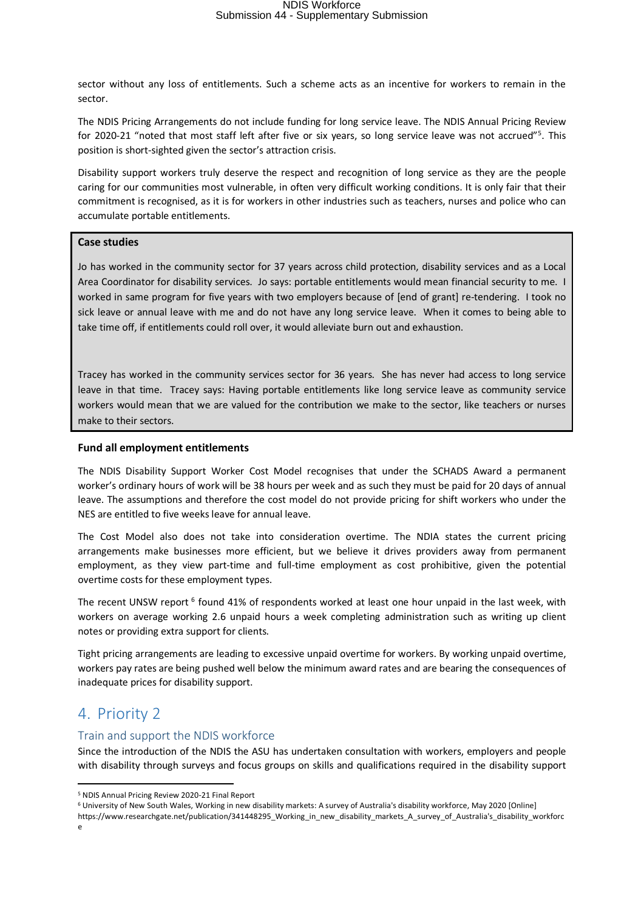sector without any loss of entitlements. Such a scheme acts as an incentive for workers to remain in the sector.

The NDIS Pricing Arrangements do not include funding for long service leave. The NDIS Annual Pricing Review for 2020-21 "noted that most staff left after five or six years, so long service leave was not accrued"[5]. This position is short-sighted given the sector's attraction crisis.

Disability support workers truly deserve the respect and recognition of long service as they are the people caring for our communities most vulnerable, in often very difficult working conditions. It is only fair that their commitment is recognised, as it is for workers in other industries such as teachers, nurses and police who can accumulate portable entitlements.

> **Case studies**
>
> Jo has worked in the community sector for 37 years across child protection, disability services and as a Local Area Coordinator for disability services. Jo says: portable entitlements would mean financial security to me. I worked in same program for five years with two employers because of [end of grant] re-tendering. I took no sick leave or annual leave with me and do not have any long service leave. When it comes to being able to take time off, if entitlements could roll over, it would alleviate burn out and exhaustion.
>
> Tracey has worked in the community services sector for 36 years. She has never had access to long service leave in that time. Tracey says: Having portable entitlements like long service leave as community service workers would mean that we are valued for the contribution we make to the sector, like teachers or nurses make to their sectors.

**Fund all employment entitlements**

The NDIS Disability Support Worker Cost Model recognises that under the SCHADS Award a permanent worker's ordinary hours of work will be 38 hours per week and as such they must be paid for 20 days of annual leave. The assumptions and therefore the cost model do not provide pricing for shift workers who under the NES are entitled to five weeks leave for annual leave.

The Cost Model also does not take into consideration overtime. The NDIA states the current pricing arrangements make businesses more efficient, but we believe it drives providers away from permanent employment, as they view part-time and full-time employment as cost prohibitive, given the potential overtime costs for these employment types.

The recent UNSW report [6] found 41% of respondents worked at least one hour unpaid in the last week, with workers on average working 2.6 unpaid hours a week completing administration such as writing up client notes or providing extra support for clients.

Tight pricing arrangements are leading to excessive unpaid overtime for workers. By working unpaid overtime, workers pay rates are being pushed well below the minimum award rates and are bearing the consequences of inadequate prices for disability support.

# 4. Priority 2

## Train and support the NDIS workforce

Since the introduction of the NDIS the ASU has undertaken consultation with workers, employers and people with disability through surveys and focus groups on skills and qualifications required in the disability support

[5] NDIS Annual Pricing Review 2020-21 Final Report

[6] University of New South Wales, Working in new disability markets: A survey of Australia's disability workforce, May 2020 [Online] https://www.researchgate.net/publication/341448295_Working_in_new_disability_markets_A_survey_of_Australia's_disability_workforce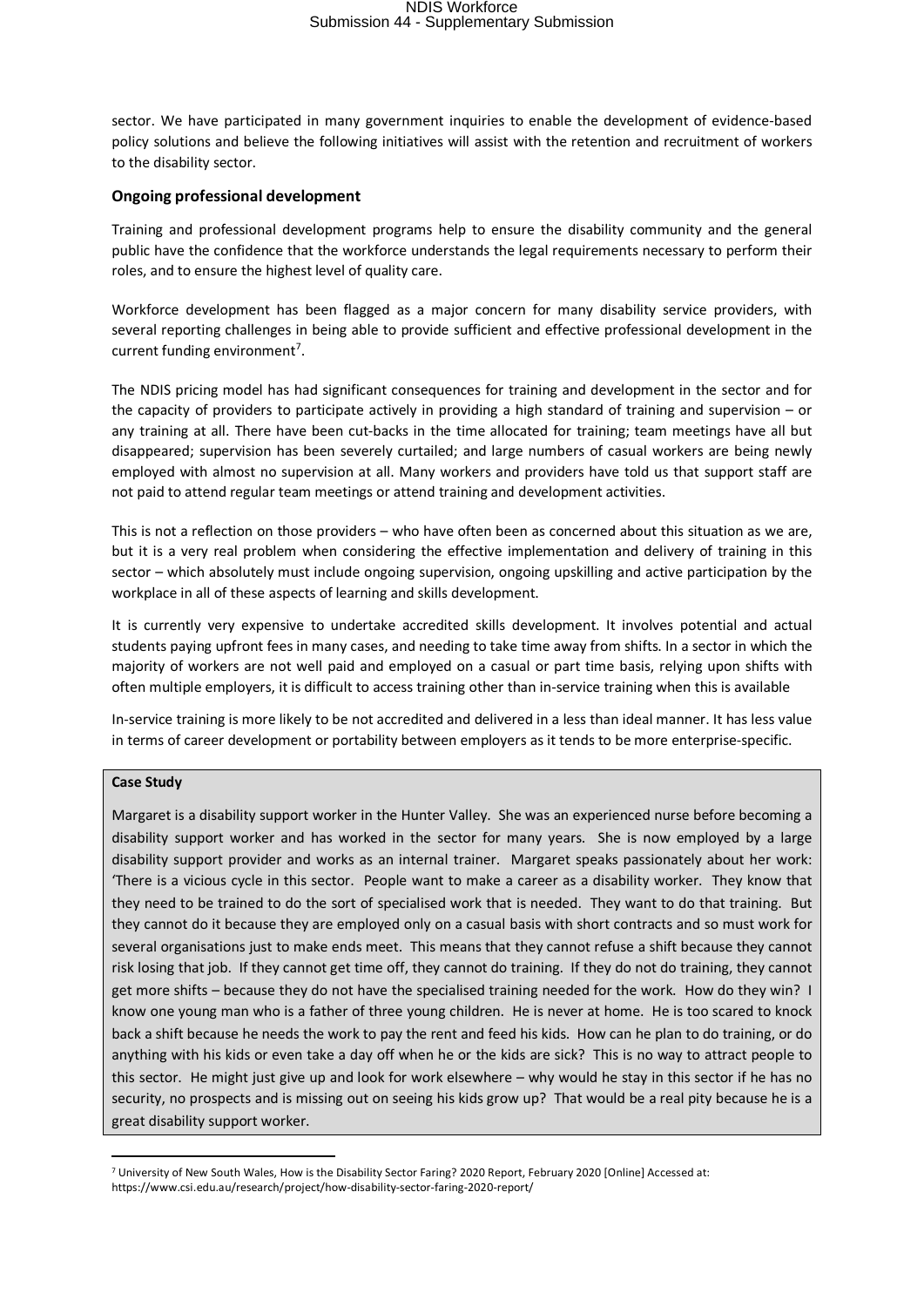sector. We have participated in many government inquiries to enable the development of evidence-based policy solutions and believe the following initiatives will assist with the retention and recruitment of workers to the disability sector.

### Ongoing professional development

Training and professional development programs help to ensure the disability community and the general public have the confidence that the workforce understands the legal requirements necessary to perform their roles, and to ensure the highest level of quality care.

Workforce development has been flagged as a major concern for many disability service providers, with several reporting challenges in being able to provide sufficient and effective professional development in the current funding environment[7].

The NDIS pricing model has had significant consequences for training and development in the sector and for the capacity of providers to participate actively in providing a high standard of training and supervision – or any training at all. There have been cut-backs in the time allocated for training; team meetings have all but disappeared; supervision has been severely curtailed; and large numbers of casual workers are being newly employed with almost no supervision at all. Many workers and providers have told us that support staff are not paid to attend regular team meetings or attend training and development activities.

This is not a reflection on those providers – who have often been as concerned about this situation as we are, but it is a very real problem when considering the effective implementation and delivery of training in this sector – which absolutely must include ongoing supervision, ongoing upskilling and active participation by the workplace in all of these aspects of learning and skills development.

It is currently very expensive to undertake accredited skills development. It involves potential and actual students paying upfront fees in many cases, and needing to take time away from shifts. In a sector in which the majority of workers are not well paid and employed on a casual or part time basis, relying upon shifts with often multiple employers, it is difficult to access training other than in-service training when this is available

In-service training is more likely to be not accredited and delivered in a less than ideal manner. It has less value in terms of career development or portability between employers as it tends to be more enterprise-specific.

**Case Study**

Margaret is a disability support worker in the Hunter Valley. She was an experienced nurse before becoming a disability support worker and has worked in the sector for many years. She is now employed by a large disability support provider and works as an internal trainer. Margaret speaks passionately about her work: 'There is a vicious cycle in this sector. People want to make a career as a disability worker. They know that they need to be trained to do the sort of specialised work that is needed. They want to do that training. But they cannot do it because they are employed only on a casual basis with short contracts and so must work for several organisations just to make ends meet. This means that they cannot refuse a shift because they cannot risk losing that job. If they cannot get time off, they cannot do training. If they do not do training, they cannot get more shifts – because they do not have the specialised training needed for the work. How do they win? I know one young man who is a father of three young children. He is never at home. He is too scared to knock back a shift because he needs the work to pay the rent and feed his kids. How can he plan to do training, or do anything with his kids or even take a day off when he or the kids are sick? This is no way to attract people to this sector. He might just give up and look for work elsewhere – why would he stay in this sector if he has no security, no prospects and is missing out on seeing his kids grow up? That would be a real pity because he is a great disability support worker.

---

[7] University of New South Wales, How is the Disability Sector Faring? 2020 Report, February 2020 [Online] Accessed at: https://www.csi.edu.au/research/project/how-disability-sector-faring-2020-report/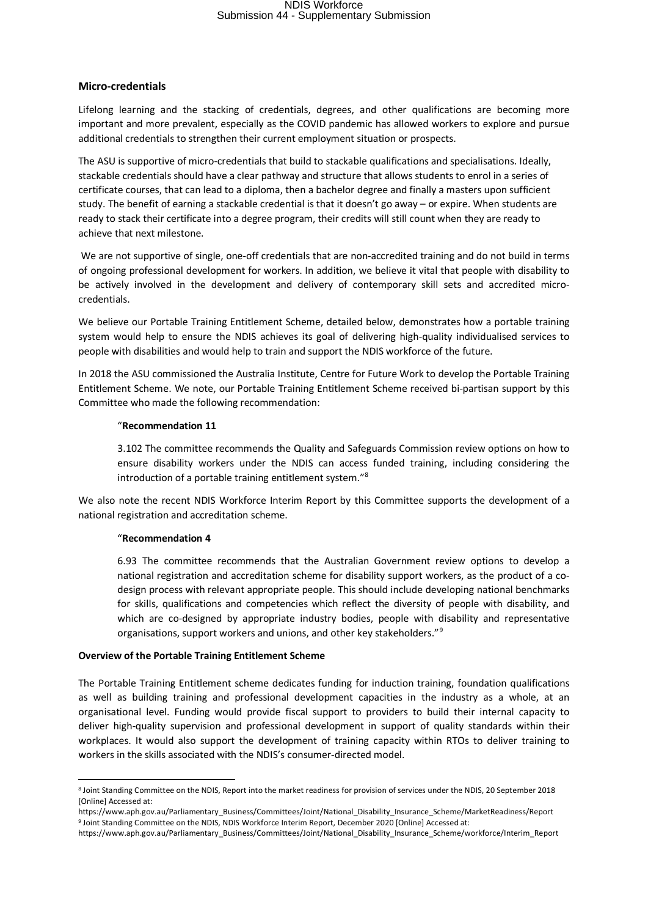### Micro-credentials

Lifelong learning and the stacking of credentials, degrees, and other qualifications are becoming more important and more prevalent, especially as the COVID pandemic has allowed workers to explore and pursue additional credentials to strengthen their current employment situation or prospects.

The ASU is supportive of micro-credentials that build to stackable qualifications and specialisations. Ideally, stackable credentials should have a clear pathway and structure that allows students to enrol in a series of certificate courses, that can lead to a diploma, then a bachelor degree and finally a masters upon sufficient study. The benefit of earning a stackable credential is that it doesn't go away – or expire. When students are ready to stack their certificate into a degree program, their credits will still count when they are ready to achieve that next milestone.

We are not supportive of single, one-off credentials that are non-accredited training and do not build in terms of ongoing professional development for workers. In addition, we believe it vital that people with disability to be actively involved in the development and delivery of contemporary skill sets and accredited micro-credentials.

We believe our Portable Training Entitlement Scheme, detailed below, demonstrates how a portable training system would help to ensure the NDIS achieves its goal of delivering high-quality individualised services to people with disabilities and would help to train and support the NDIS workforce of the future.

In 2018 the ASU commissioned the Australia Institute, Centre for Future Work to develop the Portable Training Entitlement Scheme. We note, our Portable Training Entitlement Scheme received bi-partisan support by this Committee who made the following recommendation:

> "**Recommendation 11**
>
> 3.102 The committee recommends the Quality and Safeguards Commission review options on how to ensure disability workers under the NDIS can access funded training, including considering the introduction of a portable training entitlement system."[8]

We also note the recent NDIS Workforce Interim Report by this Committee supports the development of a national registration and accreditation scheme.

> "**Recommendation 4**
>
> 6.93 The committee recommends that the Australian Government review options to develop a national registration and accreditation scheme for disability support workers, as the product of a co-design process with relevant appropriate people. This should include developing national benchmarks for skills, qualifications and competencies which reflect the diversity of people with disability, and which are co-designed by appropriate industry bodies, people with disability and representative organisations, support workers and unions, and other key stakeholders."[9]

**Overview of the Portable Training Entitlement Scheme**

The Portable Training Entitlement scheme dedicates funding for induction training, foundation qualifications as well as building training and professional development capacities in the industry as a whole, at an organisational level. Funding would provide fiscal support to providers to build their internal capacity to deliver high-quality supervision and professional development in support of quality standards within their workplaces. It would also support the development of training capacity within RTOs to deliver training to workers in the skills associated with the NDIS's consumer-directed model.

---

[8] Joint Standing Committee on the NDIS, Report into the market readiness for provision of services under the NDIS, 20 September 2018 [Online] Accessed at: https://www.aph.gov.au/Parliamentary_Business/Committees/Joint/National_Disability_Insurance_Scheme/MarketReadiness/Report

[9] Joint Standing Committee on the NDIS, NDIS Workforce Interim Report, December 2020 [Online] Accessed at: https://www.aph.gov.au/Parliamentary_Business/Committees/Joint/National_Disability_Insurance_Scheme/workforce/Interim_Report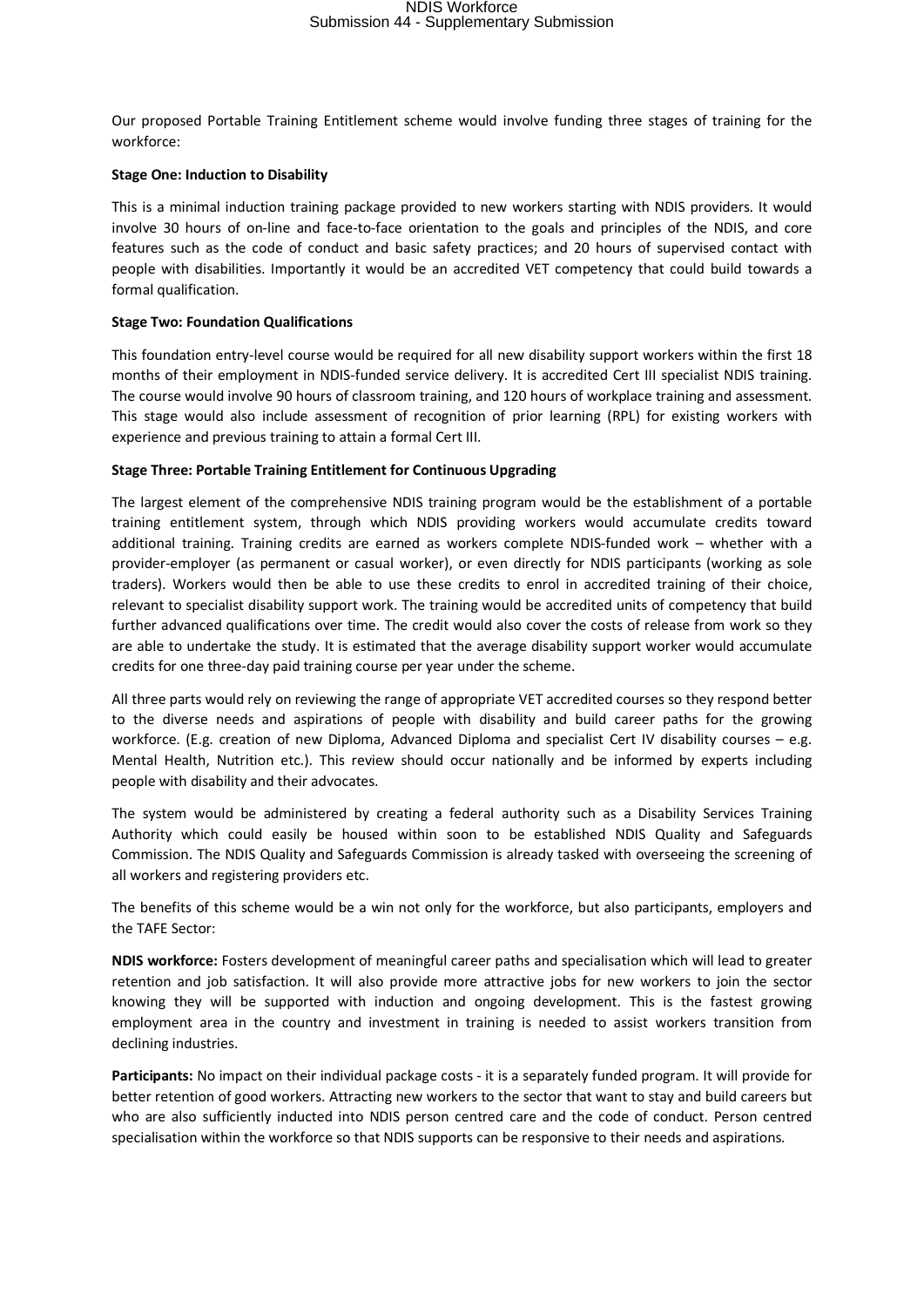Our proposed Portable Training Entitlement scheme would involve funding three stages of training for the workforce:

**Stage One: Induction to Disability**

This is a minimal induction training package provided to new workers starting with NDIS providers. It would involve 30 hours of on-line and face-to-face orientation to the goals and principles of the NDIS, and core features such as the code of conduct and basic safety practices; and 20 hours of supervised contact with people with disabilities. Importantly it would be an accredited VET competency that could build towards a formal qualification.

**Stage Two: Foundation Qualifications**

This foundation entry-level course would be required for all new disability support workers within the first 18 months of their employment in NDIS-funded service delivery. It is accredited Cert III specialist NDIS training. The course would involve 90 hours of classroom training, and 120 hours of workplace training and assessment. This stage would also include assessment of recognition of prior learning (RPL) for existing workers with experience and previous training to attain a formal Cert III.

**Stage Three: Portable Training Entitlement for Continuous Upgrading**

The largest element of the comprehensive NDIS training program would be the establishment of a portable training entitlement system, through which NDIS providing workers would accumulate credits toward additional training. Training credits are earned as workers complete NDIS-funded work – whether with a provider-employer (as permanent or casual worker), or even directly for NDIS participants (working as sole traders). Workers would then be able to use these credits to enrol in accredited training of their choice, relevant to specialist disability support work. The training would be accredited units of competency that build further advanced qualifications over time. The credit would also cover the costs of release from work so they are able to undertake the study. It is estimated that the average disability support worker would accumulate credits for one three-day paid training course per year under the scheme.

All three parts would rely on reviewing the range of appropriate VET accredited courses so they respond better to the diverse needs and aspirations of people with disability and build career paths for the growing workforce. (E.g. creation of new Diploma, Advanced Diploma and specialist Cert IV disability courses – e.g. Mental Health, Nutrition etc.). This review should occur nationally and be informed by experts including people with disability and their advocates.

The system would be administered by creating a federal authority such as a Disability Services Training Authority which could easily be housed within soon to be established NDIS Quality and Safeguards Commission. The NDIS Quality and Safeguards Commission is already tasked with overseeing the screening of all workers and registering providers etc.

The benefits of this scheme would be a win not only for the workforce, but also participants, employers and the TAFE Sector:

**NDIS workforce:** Fosters development of meaningful career paths and specialisation which will lead to greater retention and job satisfaction. It will also provide more attractive jobs for new workers to join the sector knowing they will be supported with induction and ongoing development. This is the fastest growing employment area in the country and investment in training is needed to assist workers transition from declining industries.

**Participants:** No impact on their individual package costs - it is a separately funded program. It will provide for better retention of good workers. Attracting new workers to the sector that want to stay and build careers but who are also sufficiently inducted into NDIS person centred care and the code of conduct. Person centred specialisation within the workforce so that NDIS supports can be responsive to their needs and aspirations.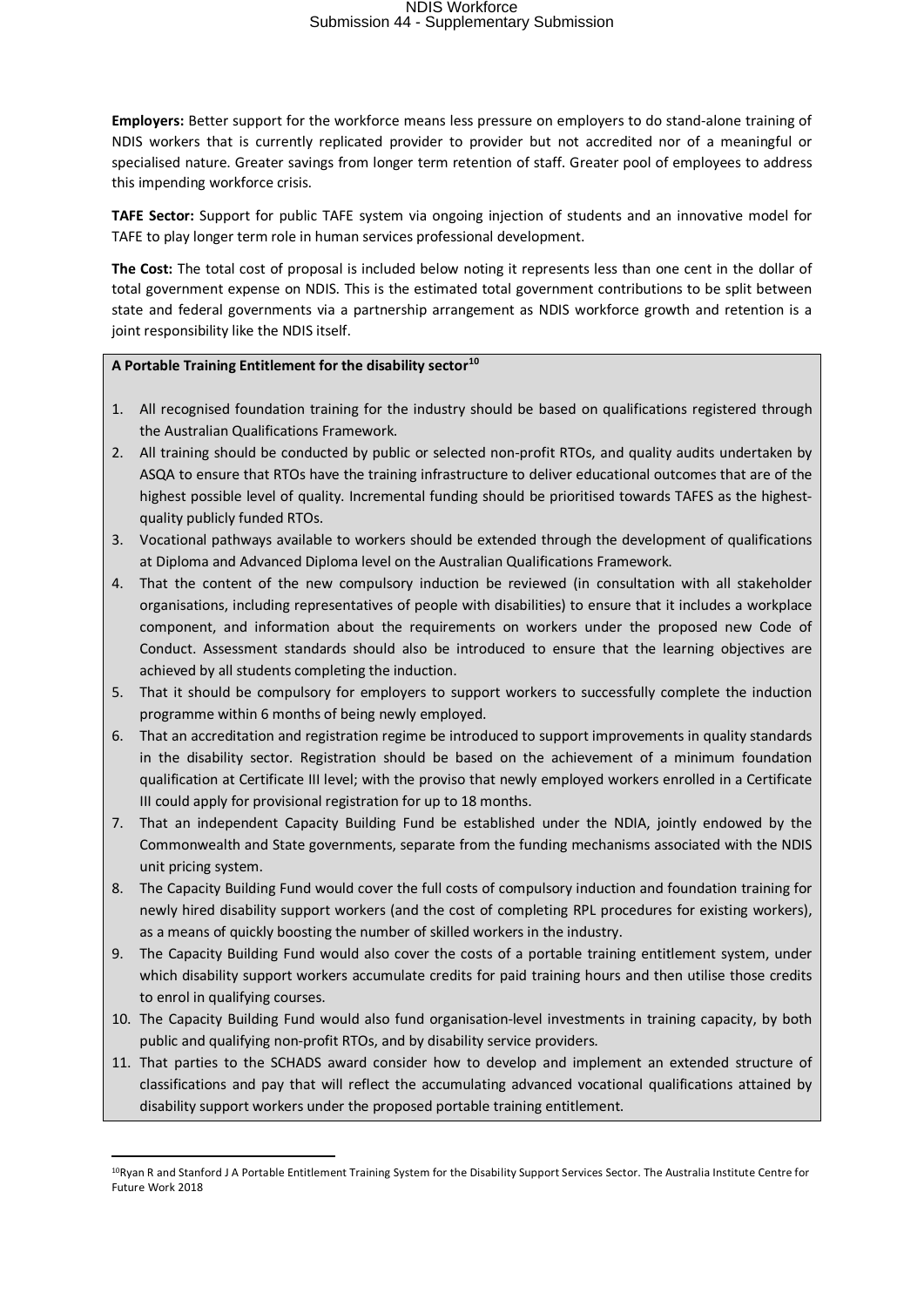**Employers:** Better support for the workforce means less pressure on employers to do stand-alone training of NDIS workers that is currently replicated provider to provider but not accredited nor of a meaningful or specialised nature. Greater savings from longer term retention of staff. Greater pool of employees to address this impending workforce crisis.

**TAFE Sector:** Support for public TAFE system via ongoing injection of students and an innovative model for TAFE to play longer term role in human services professional development.

**The Cost:** The total cost of proposal is included below noting it represents less than one cent in the dollar of total government expense on NDIS. This is the estimated total government contributions to be split between state and federal governments via a partnership arrangement as NDIS workforce growth and retention is a joint responsibility like the NDIS itself.

**A Portable Training Entitlement for the disability sector**[10]

1. All recognised foundation training for the industry should be based on qualifications registered through the Australian Qualifications Framework.
2. All training should be conducted by public or selected non-profit RTOs, and quality audits undertaken by ASQA to ensure that RTOs have the training infrastructure to deliver educational outcomes that are of the highest possible level of quality. Incremental funding should be prioritised towards TAFES as the highest-quality publicly funded RTOs.
3. Vocational pathways available to workers should be extended through the development of qualifications at Diploma and Advanced Diploma level on the Australian Qualifications Framework.
4. That the content of the new compulsory induction be reviewed (in consultation with all stakeholder organisations, including representatives of people with disabilities) to ensure that it includes a workplace component, and information about the requirements on workers under the proposed new Code of Conduct. Assessment standards should also be introduced to ensure that the learning objectives are achieved by all students completing the induction.
5. That it should be compulsory for employers to support workers to successfully complete the induction programme within 6 months of being newly employed.
6. That an accreditation and registration regime be introduced to support improvements in quality standards in the disability sector. Registration should be based on the achievement of a minimum foundation qualification at Certificate III level; with the proviso that newly employed workers enrolled in a Certificate III could apply for provisional registration for up to 18 months.
7. That an independent Capacity Building Fund be established under the NDIA, jointly endowed by the Commonwealth and State governments, separate from the funding mechanisms associated with the NDIS unit pricing system.
8. The Capacity Building Fund would cover the full costs of compulsory induction and foundation training for newly hired disability support workers (and the cost of completing RPL procedures for existing workers), as a means of quickly boosting the number of skilled workers in the industry.
9. The Capacity Building Fund would also cover the costs of a portable training entitlement system, under which disability support workers accumulate credits for paid training hours and then utilise those credits to enrol in qualifying courses.
10. The Capacity Building Fund would also fund organisation-level investments in training capacity, by both public and qualifying non-profit RTOs, and by disability service providers.
11. That parties to the SCHADS award consider how to develop and implement an extended structure of classifications and pay that will reflect the accumulating advanced vocational qualifications attained by disability support workers under the proposed portable training entitlement.

[10] Ryan R and Stanford J A Portable Entitlement Training System for the Disability Support Services Sector. The Australia Institute Centre for Future Work 2018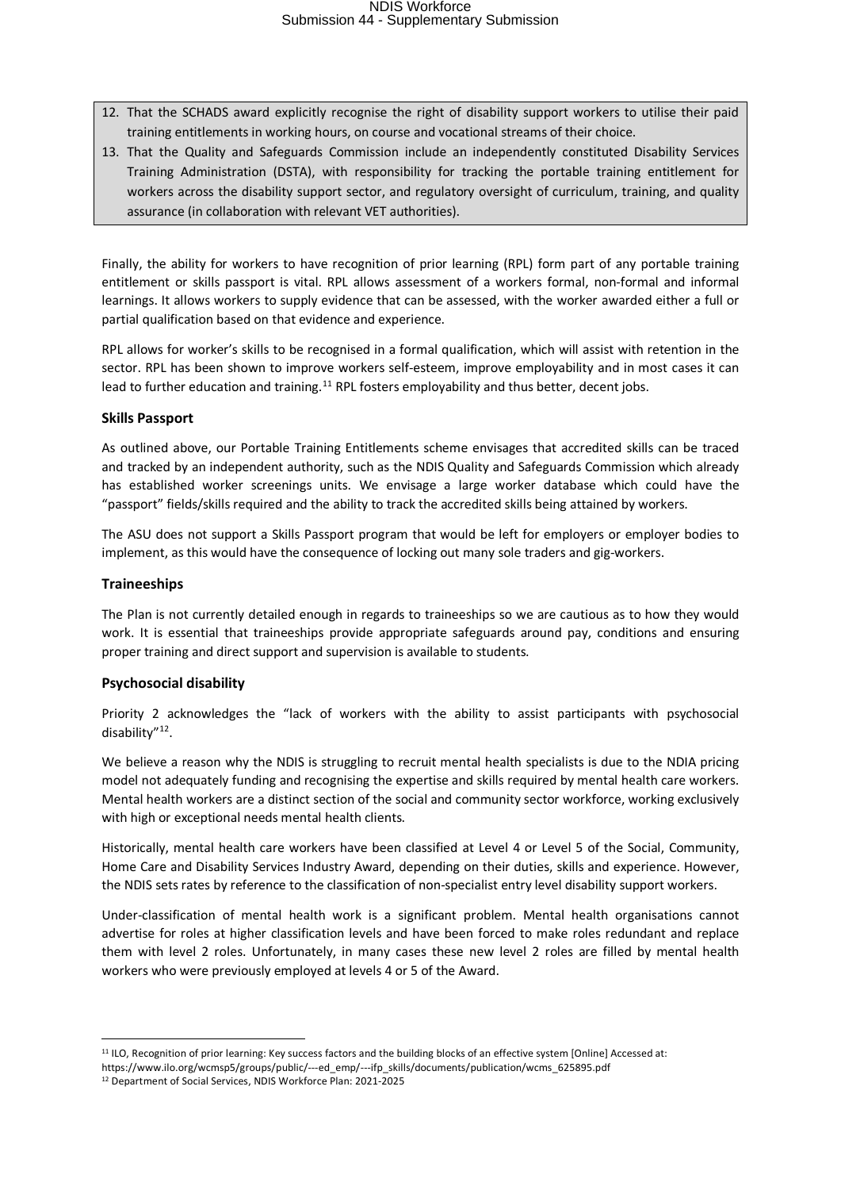12. That the SCHADS award explicitly recognise the right of disability support workers to utilise their paid training entitlements in working hours, on course and vocational streams of their choice.
13. That the Quality and Safeguards Commission include an independently constituted Disability Services Training Administration (DSTA), with responsibility for tracking the portable training entitlement for workers across the disability support sector, and regulatory oversight of curriculum, training, and quality assurance (in collaboration with relevant VET authorities).

Finally, the ability for workers to have recognition of prior learning (RPL) form part of any portable training entitlement or skills passport is vital. RPL allows assessment of a workers formal, non-formal and informal learnings. It allows workers to supply evidence that can be assessed, with the worker awarded either a full or partial qualification based on that evidence and experience.

RPL allows for worker's skills to be recognised in a formal qualification, which will assist with retention in the sector. RPL has been shown to improve workers self-esteem, improve employability and in most cases it can lead to further education and training.[11] RPL fosters employability and thus better, decent jobs.

**Skills Passport**

As outlined above, our Portable Training Entitlements scheme envisages that accredited skills can be traced and tracked by an independent authority, such as the NDIS Quality and Safeguards Commission which already has established worker screenings units. We envisage a large worker database which could have the "passport" fields/skills required and the ability to track the accredited skills being attained by workers.

The ASU does not support a Skills Passport program that would be left for employers or employer bodies to implement, as this would have the consequence of locking out many sole traders and gig-workers.

**Traineeships**

The Plan is not currently detailed enough in regards to traineeships so we are cautious as to how they would work. It is essential that traineeships provide appropriate safeguards around pay, conditions and ensuring proper training and direct support and supervision is available to students.

**Psychosocial disability**

Priority 2 acknowledges the "lack of workers with the ability to assist participants with psychosocial disability"[12].

We believe a reason why the NDIS is struggling to recruit mental health specialists is due to the NDIA pricing model not adequately funding and recognising the expertise and skills required by mental health care workers. Mental health workers are a distinct section of the social and community sector workforce, working exclusively with high or exceptional needs mental health clients.

Historically, mental health care workers have been classified at Level 4 or Level 5 of the Social, Community, Home Care and Disability Services Industry Award, depending on their duties, skills and experience. However, the NDIS sets rates by reference to the classification of non-specialist entry level disability support workers.

Under-classification of mental health work is a significant problem. Mental health organisations cannot advertise for roles at higher classification levels and have been forced to make roles redundant and replace them with level 2 roles. Unfortunately, in many cases these new level 2 roles are filled by mental health workers who were previously employed at levels 4 or 5 of the Award.

---

[11] ILO, Recognition of prior learning: Key success factors and the building blocks of an effective system [Online] Accessed at: https://www.ilo.org/wcmsp5/groups/public/---ed_emp/---ifp_skills/documents/publication/wcms_625895.pdf

[12] Department of Social Services, NDIS Workforce Plan: 2021-2025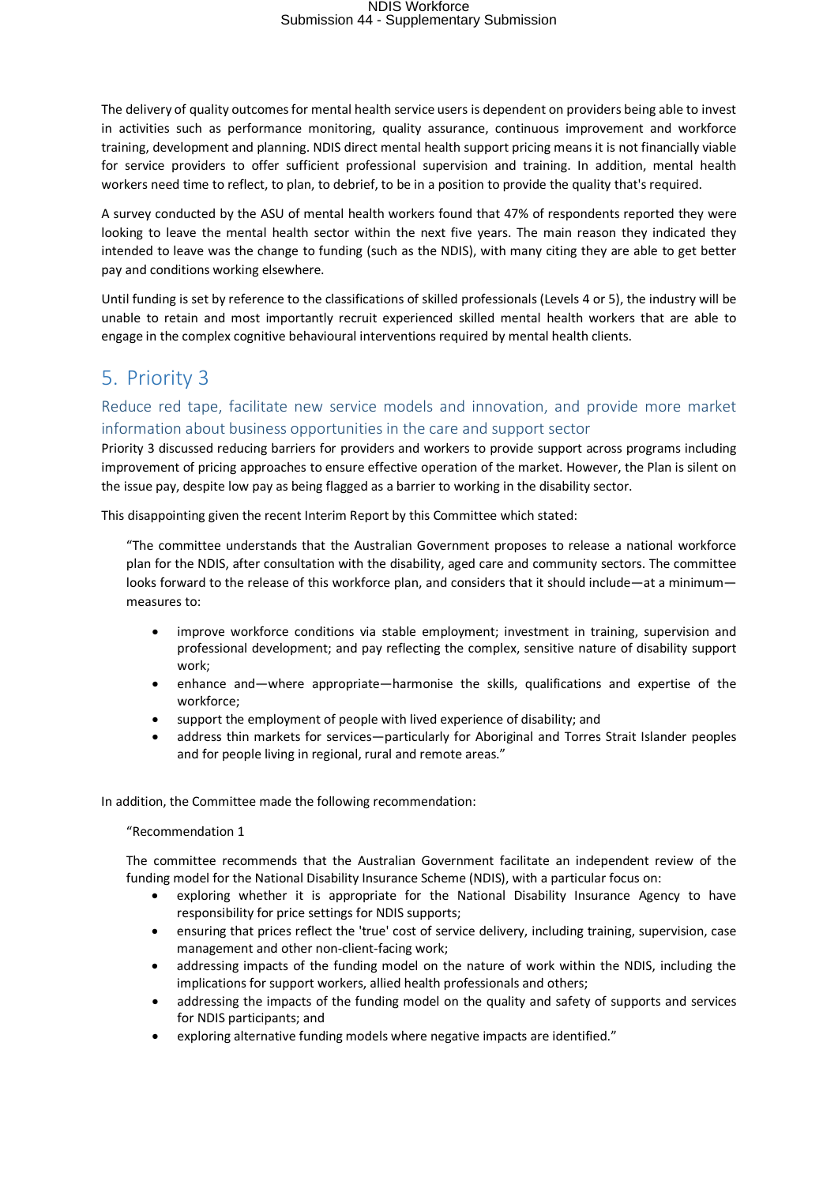The delivery of quality outcomes for mental health service users is dependent on providers being able to invest in activities such as performance monitoring, quality assurance, continuous improvement and workforce training, development and planning. NDIS direct mental health support pricing means it is not financially viable for service providers to offer sufficient professional supervision and training. In addition, mental health workers need time to reflect, to plan, to debrief, to be in a position to provide the quality that's required.

A survey conducted by the ASU of mental health workers found that 47% of respondents reported they were looking to leave the mental health sector within the next five years. The main reason they indicated they intended to leave was the change to funding (such as the NDIS), with many citing they are able to get better pay and conditions working elsewhere.

Until funding is set by reference to the classifications of skilled professionals (Levels 4 or 5), the industry will be unable to retain and most importantly recruit experienced skilled mental health workers that are able to engage in the complex cognitive behavioural interventions required by mental health clients.

# 5. Priority 3

## Reduce red tape, facilitate new service models and innovation, and provide more market information about business opportunities in the care and support sector

Priority 3 discussed reducing barriers for providers and workers to provide support across programs including improvement of pricing approaches to ensure effective operation of the market. However, the Plan is silent on the issue pay, despite low pay as being flagged as a barrier to working in the disability sector.

This disappointing given the recent Interim Report by this Committee which stated:

> "The committee understands that the Australian Government proposes to release a national workforce plan for the NDIS, after consultation with the disability, aged care and community sectors. The committee looks forward to the release of this workforce plan, and considers that it should include—at a minimum—measures to:
>
> - improve workforce conditions via stable employment; investment in training, supervision and professional development; and pay reflecting the complex, sensitive nature of disability support work;
> - enhance and—where appropriate—harmonise the skills, qualifications and expertise of the workforce;
> - support the employment of people with lived experience of disability; and
> - address thin markets for services—particularly for Aboriginal and Torres Strait Islander peoples and for people living in regional, rural and remote areas."

In addition, the Committee made the following recommendation:

> "Recommendation 1
>
> The committee recommends that the Australian Government facilitate an independent review of the funding model for the National Disability Insurance Scheme (NDIS), with a particular focus on:
>
> - exploring whether it is appropriate for the National Disability Insurance Agency to have responsibility for price settings for NDIS supports;
> - ensuring that prices reflect the 'true' cost of service delivery, including training, supervision, case management and other non-client-facing work;
> - addressing impacts of the funding model on the nature of work within the NDIS, including the implications for support workers, allied health professionals and others;
> - addressing the impacts of the funding model on the quality and safety of supports and services for NDIS participants; and
> - exploring alternative funding models where negative impacts are identified."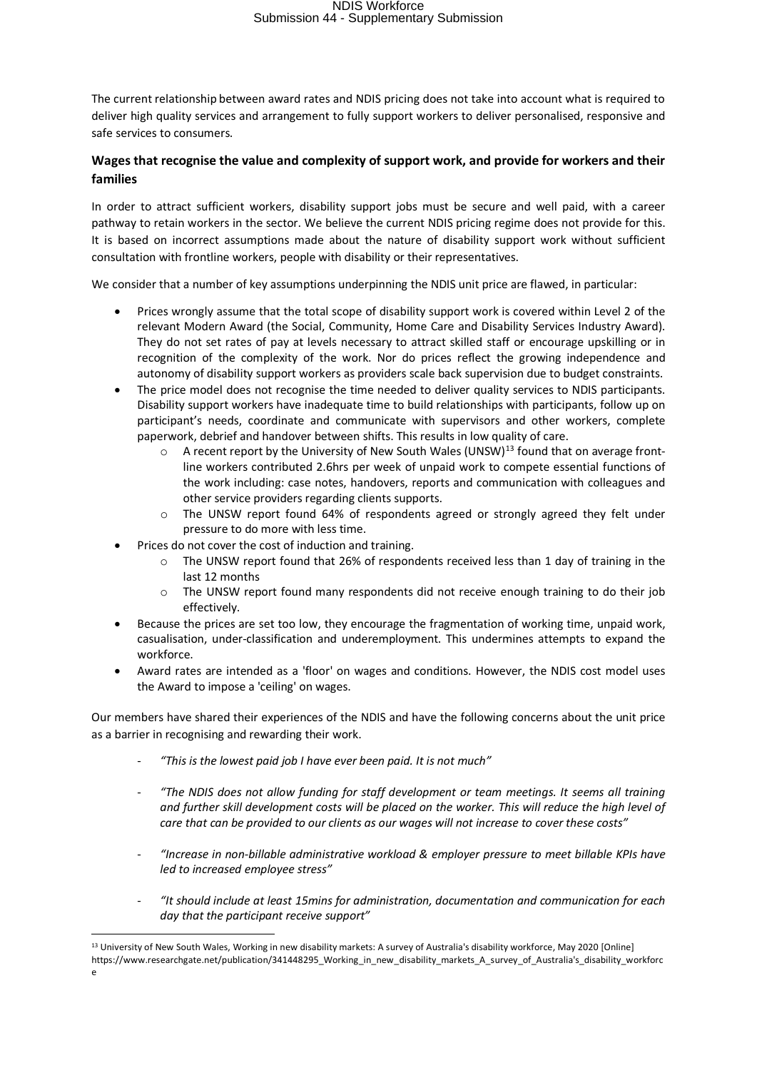The current relationship between award rates and NDIS pricing does not take into account what is required to deliver high quality services and arrangement to fully support workers to deliver personalised, responsive and safe services to consumers.

### Wages that recognise the value and complexity of support work, and provide for workers and their families

In order to attract sufficient workers, disability support jobs must be secure and well paid, with a career pathway to retain workers in the sector. We believe the current NDIS pricing regime does not provide for this. It is based on incorrect assumptions made about the nature of disability support work without sufficient consultation with frontline workers, people with disability or their representatives.

We consider that a number of key assumptions underpinning the NDIS unit price are flawed, in particular:

- Prices wrongly assume that the total scope of disability support work is covered within Level 2 of the relevant Modern Award (the Social, Community, Home Care and Disability Services Industry Award). They do not set rates of pay at levels necessary to attract skilled staff or encourage upskilling or in recognition of the complexity of the work. Nor do prices reflect the growing independence and autonomy of disability support workers as providers scale back supervision due to budget constraints.
- The price model does not recognise the time needed to deliver quality services to NDIS participants. Disability support workers have inadequate time to build relationships with participants, follow up on participant's needs, coordinate and communicate with supervisors and other workers, complete paperwork, debrief and handover between shifts. This results in low quality of care.
  - A recent report by the University of New South Wales (UNSW)[13] found that on average front-line workers contributed 2.6hrs per week of unpaid work to compete essential functions of the work including: case notes, handovers, reports and communication with colleagues and other service providers regarding clients supports.
  - The UNSW report found 64% of respondents agreed or strongly agreed they felt under pressure to do more with less time.
- Prices do not cover the cost of induction and training.
  - The UNSW report found that 26% of respondents received less than 1 day of training in the last 12 months
  - The UNSW report found many respondents did not receive enough training to do their job effectively.
- Because the prices are set too low, they encourage the fragmentation of working time, unpaid work, casualisation, under-classification and underemployment. This undermines attempts to expand the workforce.
- Award rates are intended as a 'floor' on wages and conditions. However, the NDIS cost model uses the Award to impose a 'ceiling' on wages.

Our members have shared their experiences of the NDIS and have the following concerns about the unit price as a barrier in recognising and rewarding their work.

- *"This is the lowest paid job I have ever been paid. It is not much"*
- *"The NDIS does not allow funding for staff development or team meetings. It seems all training and further skill development costs will be placed on the worker. This will reduce the high level of care that can be provided to our clients as our wages will not increase to cover these costs"*
- *"Increase in non-billable administrative workload & employer pressure to meet billable KPIs have led to increased employee stress"*
- *"It should include at least 15mins for administration, documentation and communication for each day that the participant receive support"*

---

[13] University of New South Wales, Working in new disability markets: A survey of Australia's disability workforce, May 2020 [Online] https://www.researchgate.net/publication/341448295_Working_in_new_disability_markets_A_survey_of_Australia's_disability_workforce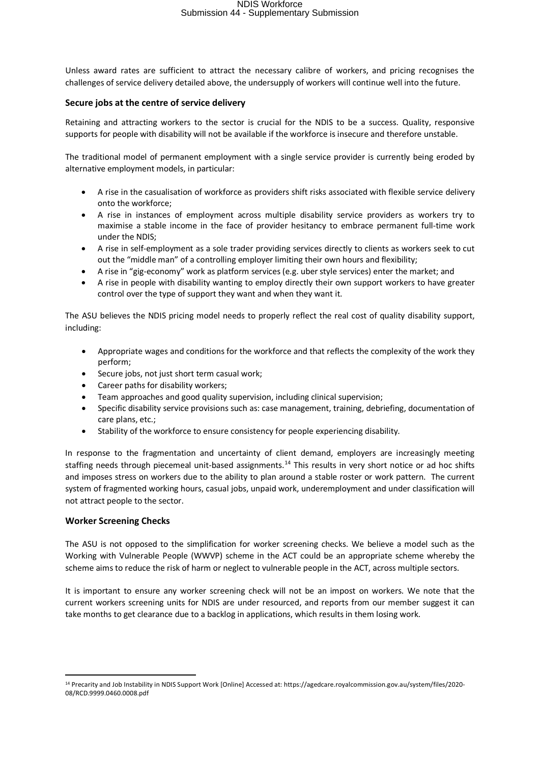Unless award rates are sufficient to attract the necessary calibre of workers, and pricing recognises the challenges of service delivery detailed above, the undersupply of workers will continue well into the future.

### Secure jobs at the centre of service delivery

Retaining and attracting workers to the sector is crucial for the NDIS to be a success. Quality, responsive supports for people with disability will not be available if the workforce is insecure and therefore unstable.

The traditional model of permanent employment with a single service provider is currently being eroded by alternative employment models, in particular:

- A rise in the casualisation of workforce as providers shift risks associated with flexible service delivery onto the workforce;
- A rise in instances of employment across multiple disability service providers as workers try to maximise a stable income in the face of provider hesitancy to embrace permanent full-time work under the NDIS;
- A rise in self-employment as a sole trader providing services directly to clients as workers seek to cut out the "middle man" of a controlling employer limiting their own hours and flexibility;
- A rise in "gig-economy" work as platform services (e.g. uber style services) enter the market; and
- A rise in people with disability wanting to employ directly their own support workers to have greater control over the type of support they want and when they want it.

The ASU believes the NDIS pricing model needs to properly reflect the real cost of quality disability support, including:

- Appropriate wages and conditions for the workforce and that reflects the complexity of the work they perform;
- Secure jobs, not just short term casual work;
- Career paths for disability workers;
- Team approaches and good quality supervision, including clinical supervision;
- Specific disability service provisions such as: case management, training, debriefing, documentation of care plans, etc.;
- Stability of the workforce to ensure consistency for people experiencing disability.

In response to the fragmentation and uncertainty of client demand, employers are increasingly meeting staffing needs through piecemeal unit-based assignments.[14] This results in very short notice or ad hoc shifts and imposes stress on workers due to the ability to plan around a stable roster or work pattern. The current system of fragmented working hours, casual jobs, unpaid work, underemployment and under classification will not attract people to the sector.

### Worker Screening Checks

The ASU is not opposed to the simplification for worker screening checks. We believe a model such as the Working with Vulnerable People (WWVP) scheme in the ACT could be an appropriate scheme whereby the scheme aims to reduce the risk of harm or neglect to vulnerable people in the ACT, across multiple sectors.

It is important to ensure any worker screening check will not be an impost on workers. We note that the current workers screening units for NDIS are under resourced, and reports from our member suggest it can take months to get clearance due to a backlog in applications, which results in them losing work.

---

[14] Precarity and Job Instability in NDIS Support Work [Online] Accessed at: https://agedcare.royalcommission.gov.au/system/files/2020-08/RCD.9999.0460.0008.pdf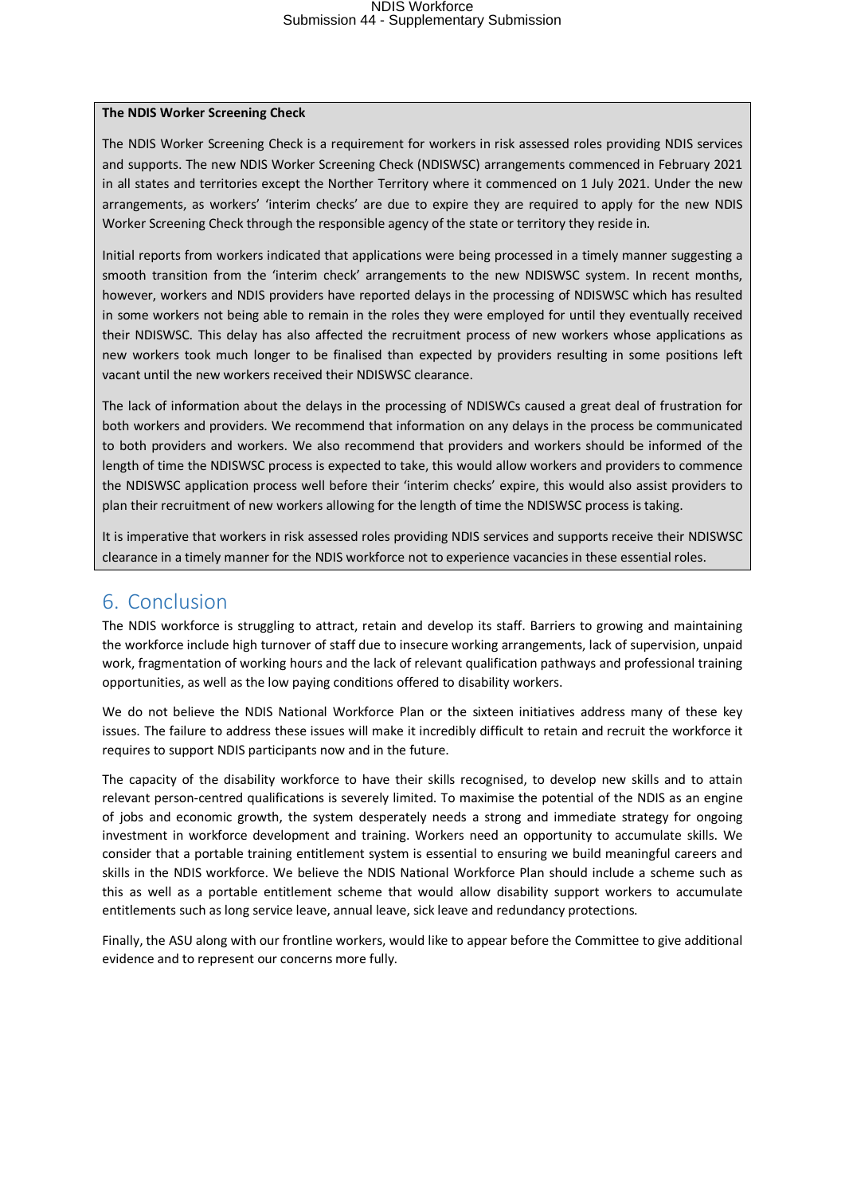**The NDIS Worker Screening Check**

The NDIS Worker Screening Check is a requirement for workers in risk assessed roles providing NDIS services and supports. The new NDIS Worker Screening Check (NDISWSC) arrangements commenced in February 2021 in all states and territories except the Norther Territory where it commenced on 1 July 2021. Under the new arrangements, as workers' 'interim checks' are due to expire they are required to apply for the new NDIS Worker Screening Check through the responsible agency of the state or territory they reside in.

Initial reports from workers indicated that applications were being processed in a timely manner suggesting a smooth transition from the 'interim check' arrangements to the new NDISWSC system. In recent months, however, workers and NDIS providers have reported delays in the processing of NDISWSC which has resulted in some workers not being able to remain in the roles they were employed for until they eventually received their NDISWSC. This delay has also affected the recruitment process of new workers whose applications as new workers took much longer to be finalised than expected by providers resulting in some positions left vacant until the new workers received their NDISWSC clearance.

The lack of information about the delays in the processing of NDISWCs caused a great deal of frustration for both workers and providers. We recommend that information on any delays in the process be communicated to both providers and workers. We also recommend that providers and workers should be informed of the length of time the NDISWSC process is expected to take, this would allow workers and providers to commence the NDISWSC application process well before their 'interim checks' expire, this would also assist providers to plan their recruitment of new workers allowing for the length of time the NDISWSC process is taking.

It is imperative that workers in risk assessed roles providing NDIS services and supports receive their NDISWSC clearance in a timely manner for the NDIS workforce not to experience vacancies in these essential roles.

## 6. Conclusion

The NDIS workforce is struggling to attract, retain and develop its staff. Barriers to growing and maintaining the workforce include high turnover of staff due to insecure working arrangements, lack of supervision, unpaid work, fragmentation of working hours and the lack of relevant qualification pathways and professional training opportunities, as well as the low paying conditions offered to disability workers.

We do not believe the NDIS National Workforce Plan or the sixteen initiatives address many of these key issues. The failure to address these issues will make it incredibly difficult to retain and recruit the workforce it requires to support NDIS participants now and in the future.

The capacity of the disability workforce to have their skills recognised, to develop new skills and to attain relevant person-centred qualifications is severely limited. To maximise the potential of the NDIS as an engine of jobs and economic growth, the system desperately needs a strong and immediate strategy for ongoing investment in workforce development and training. Workers need an opportunity to accumulate skills. We consider that a portable training entitlement system is essential to ensuring we build meaningful careers and skills in the NDIS workforce. We believe the NDIS National Workforce Plan should include a scheme such as this as well as a portable entitlement scheme that would allow disability support workers to accumulate entitlements such as long service leave, annual leave, sick leave and redundancy protections.

Finally, the ASU along with our frontline workers, would like to appear before the Committee to give additional evidence and to represent our concerns more fully.